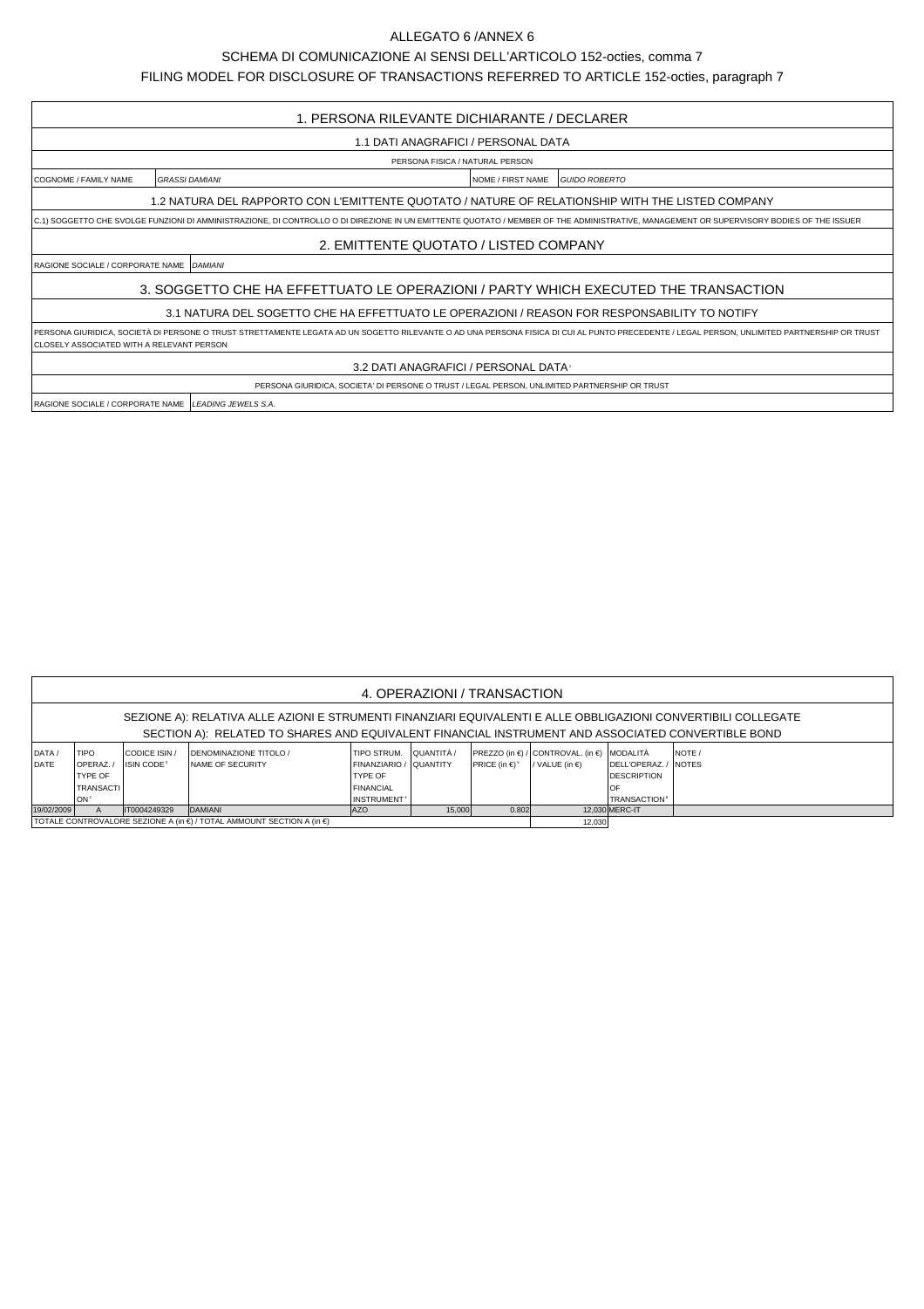# ALLEGATO 6 /ANNEX 6

## SCHEMA DI COMUNICAZIONE AI SENSI DELL'ARTICOLO 152-octies, comma 7

## FILING MODEL FOR DISCLOSURE OF TRANSACTIONS REFERRED TO ARTICLE 152-octies, paragraph 7

### 1. PERSONA RILEVANTE DICHIARANTE / DECLARER

1.1 DATI ANAGRAFICI / PERSONAL DATA

PERSONA FISICA / NATURAL PERSON

| COGNOME / FAMILY NAME | *GRASSI DAMIANI* | NOME / FIRST NAME | *GUIDO ROBERTO* |
|---|---|---|---|

1.2 NATURA DEL RAPPORTO CON L'EMITTENTE QUOTATO / NATURE OF RELATIONSHIP WITH THE LISTED COMPANY

C.1) SOGGETTO CHE SVOLGE FUNZIONI DI AMMINISTRAZIONE, DI CONTROLLO O DI DIREZIONE IN UN EMITTENTE QUOTATO / MEMBER OF THE ADMINISTRATIVE, MANAGEMENT OR SUPERVISORY BODIES OF THE ISSUER

### 2. EMITTENTE QUOTATO / LISTED COMPANY

| RAGIONE SOCIALE / CORPORATE NAME | *DAMIANI* |
|---|---|

### 3. SOGGETTO CHE HA EFFETTUATO LE OPERAZIONI / PARTY WHICH EXECUTED THE TRANSACTION

3.1 NATURA DEL SOGETTO CHE HA EFFETTUATO LE OPERAZIONI / REASON FOR RESPONSABILITY TO NOTIFY

PERSONA GIURIDICA, SOCIETÀ DI PERSONE O TRUST STRETTAMENTE LEGATA AD UN SOGGETTO RILEVANTE O AD UNA PERSONA FISICA DI CUI AL PUNTO PRECEDENTE / LEGAL PERSON, UNLIMITED PARTNERSHIP OR TRUST CLOSELY ASSOCIATED WITH A RELEVANT PERSON

3.2 DATI ANAGRAFICI / PERSONAL DATA[1]

PERSONA GIURIDICA, SOCIETA' DI PERSONE O TRUST / LEGAL PERSON, UNLIMITED PARTNERSHIP OR TRUST

| RAGIONE SOCIALE / CORPORATE NAME | *LEADING JEWELS S.A.* |
|---|---|

### 4. OPERAZIONI / TRANSACTION

SEZIONE A): RELATIVA ALLE AZIONI E STRUMENTI FINANZIARI EQUIVALENTI E ALLE OBBLIGAZIONI CONVERTIBILI COLLEGATE
SECTION A): RELATED TO SHARES AND EQUIVALENT FINANCIAL INSTRUMENT AND ASSOCIATED CONVERTIBLE BOND

| DATA / DATE | TIPO OPERAZ. / TYPE OF TRANSACTION[2] | CODICE ISIN / ISIN CODE[3] | DENOMINAZIONE TITOLO / NAME OF SECURITY | TIPO STRUM. FINANZIARIO / TYPE OF FINANCIAL INSTRUMENT[4] | QUANTITÀ / QUANTITY | PREZZO (in €) / PRICE (in €)[5] | CONTROVAL. (in €) / VALUE (in €) | MODALITÀ DELL'OPERAZ. / DESCRIPTION OF TRANSACTION[6] | NOTE / NOTES |
|---|---|---|---|---|---|---|---|---|---|
| 19/02/2009 | A | IT0004249329 | DAMIANI | AZO | 15,000 | 0.802 | 12,030 | MERC-IT | |
| TOTALE CONTROVALORE SEZIONE A (in €) / TOTAL AMMOUNT SECTION A (in €) | | | | | | | 12,030 | | |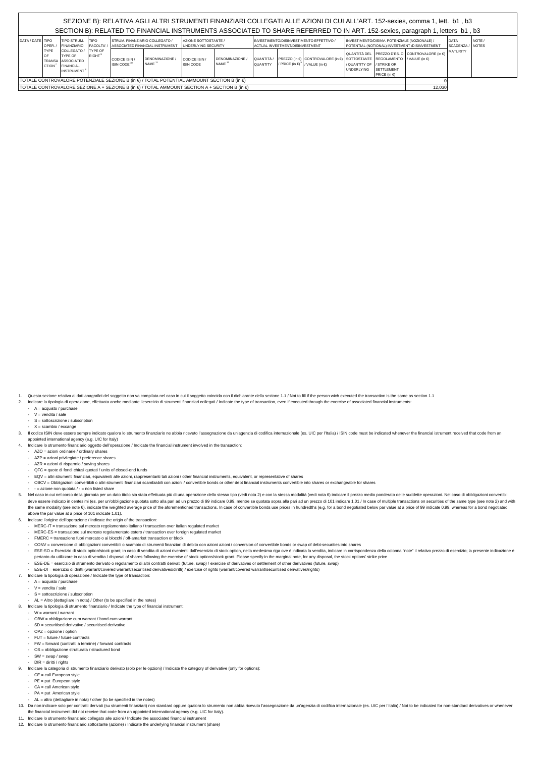## SEZIONE B): RELATIVA AGLI ALTRI STRUMENTI FINANZIARI COLLEGATI ALLE AZIONI DI CUI ALL'ART. 152-sexies, comma 1, lett. b1 , b3

## SECTION B): RELATED TO FINANCIAL INSTRUMENTS ASSOCIATED TO SHARE REFERRED TO IN ART. 152-sexies, paragraph 1, letters b1 , b3

| DATA / DATE | TIPO OPER. / TYPE OF TRANSACTION [7] | TIPO STRUM. FINANZIARIO COLLEGATO / TYPE OF ASSOCIATED FINANCIAL INSTRUMENT [8] | TIPO FACOLTA' / TYPE OF RIGHT [9] | STRUM. FINANZIARIO COLLEGATO / ASSOCIATED FINANCIAL INSTRUMENT | | AZIONE SOTTOSTANTE / UNDERLYING SECURITY | | INVESTIMENTO/DISINVESTIMENTO EFFETTIVO / ACTUAL INVESTMENT/DISINVESTMENT | | | INVESTIMENTO/DISINV. POTENZIALE (NOZIONALE) / POTENTIAL (NOTIONAL) INVESTMENT /DISINVESTMENT | | | DATA SCADENZA / MATURITY | NOTE / NOTES |
|---|---|---|---|---|---|---|---|---|---|---|---|---|---|---|---|
| | | | | CODICE ISIN / ISIN CODE [10] | DENOMINAZIONE / NAME [11] | CODICE ISIN / ISIN CODE | DENOMINAZIONE / NAME [12] | QUANTITÀ / QUANTITY | PREZZO (in €) / PRICE (in €) [5] | CONTROVALORE (in €) / VALUE (in €) | QUANTITÀ DEL SOTTOSTANTE / QUANTITY OF UNDERLYING | PREZZO D'ES. O REGOLAMENTO / STRIKE OR SETTLEMENT PRICE (in €) | CONTROVALORE (in €) / VALUE (in €) | | |
| TOTALE CONTROVALORE POTENZIALE SEZIONE B (in €) / TOTAL POTENTIAL AMMOUNT SECTION B (in €) | | | | | | | | | | | | | 0 | | |
| TOTALE CONTROVALORE SEZIONE A + SEZIONE B (in €) / TOTAL AMMOUNT SECTION A + SECTION B (in €) | | | | | | | | | | | | | 12,030 | | |

1. Questa sezione relativa ai dati anagrafici del soggetto non va compilata nel caso in cui il soggetto coincida con il dichiarante della sezione 1.1 / Not to fill if the person wich executed the transaction is the same as section 1.1
2. Indicare la tipologia di operazione, effettuata anche mediante l'esercizio di strumenti finanziari collegati / Indicate the type of transaction, even if executed through the exercise of associated financial instruments:
   - A = acquisto / purchase
   - V = vendita / sale
   - S = sottoscrizione / subscription
   - X = scambio / excange
3. Il codice ISIN deve essere sempre indicato qualora lo strumento finanziario ne abbia ricevuto l'assegnazione da un'agenzia di codifica internazionale (es. UIC per l'Italia) / ISIN code must be indicated whenever the financial istrument received that code from an appointed international agency (e.g. UIC for Italy)
4. Indicare lo strumento finanziario oggetto dell'operazione / Indicate the financial instrument involved in the transaction:
   - AZO = azioni ordinarie / ordinary shares
   - AZP = azioni privilegiate / preference shares
   - AZR = azioni di risparmio / saving shares
   - QFC = quote di fondi chiusi quotati / units of closed-end funds
   - EQV = altri strumenti finanziari, equivalenti alle azioni, rappresentanti tali azioni / other financial instruments, equivalent, or representative of shares
   - OBCV = Obbligazioni convertibili o altri strumenti finanziari scambiabili con azioni / convertible bonds or other debt financial instruments convertible into shares or exchangeable for shares
   - - = azione non quotata / - = non listed share
5. Nel caso in cui nel corso della giornata per un dato titolo sia stata effettuata più di una operazione dello stesso tipo (vedi nota 2) e con la stessa modalità (vedi nota 6) indicare il prezzo medio ponderato delle suddette operazioni. Nel caso di obbligazioni convertibili deve essere indicato in centesimi (es. per un'obbligazione quotata sotto alla pari ad un prezzo di 99 indicare 0.99, mentre se quotata sopra alla pari ad un prezzo di 101 indicare 1.01 / In case of multiple transactions on securities of the same type (see note 2) and with the same modality (see note 6), indicate the weighted average price of the aforementioned transactions. In case of convertible bonds use prices in hundredths (e.g. for a bond negotiated below par value at a price of 99 indicate 0.99, whereas for a bond negotiated above the par value at a price of 101 indicate 1.01).
6. Indicare l'origine dell'operazione / Indicate the origin of the transaction:
   - MERC-IT = transazione sul mercato regolamentato italiano / transaction over italian regulated market
   - MERC-ES = transazione sul mercato regolamentato estero / transaction over foreign regulated market
   - FMERC = transazione fuori mercato o ai blocchi / off-amarket transaction or block
   - CONV = conversione di obbligazioni convertibili o scambio di strumenti finanziari di debito con azioni azioni / conversion of convertible bonds or swap of debt-securities into shares
   - ESE-SO = Esercizio di stock option/stock grant; in caso di vendita di azioni rivenienti dall'esercizio di stock option, nella medesima riga ove è indicata la vendita, indicare in corrispondenza della colonna "note" il relativo prezzo di esercizio; la presente indicazione è pertanto da utilizzare in caso di vendita / disposal of shares following the exercise of stock options/stock grant. Please specify in the marginal note, for any disposal, the stock options' strike price
   - ESE-DE = esercizio di strumento derivato o regolamento di altri contratti derivati (future, swap) / exercise of derivatives or settlement of other derivatives (future, swap)
   - ESE-DI = esercizio di diritti (warrant/covered warrant/securitised derivatives/diritti) / exercise of rights (warrant/covered warrant/securitised derivatives/rights)
7. Indicare la tipologia di operazione / Indicate the type of transaction:
   - A = acquisto / purchase
   - V = vendita / sale
   - S = sottoscrizione / subscription
   - AL = Altro (dettagliare in nota) / Other (to be specified in the notes)
8. Indicare la tipologia di strumento finanziario / Indicate the type of financial instrument:
   - W = warrant / warrant
   - OBW = obbligazione cum warrant / bond cum warrant
   - SD = securitised derivative / securitised derivative
   - OPZ = opzione / option
   - FUT = future / future contracts
   - FW = forward (contratti a termine) / forward contracts
   - OS = obbligazione strutturata / structured bond
   - SW = swap / swap
   - DIR = diritti / rights
9. Indicare la categoria di strumento finanziario derivato (solo per le opzioni) / Indicate the category of derivative (only for options):
   - CE = call European style
   - PE = put European style
   - CA = call American style
   - PA = put American style
   - AL = altro (dettagliare in nota) / other (to be specified in the notes)
10. Da non indicare solo per contratti derivati (su strumenti finanziari) non standard oppure qualora lo strumento non abbia ricevuto l'assegnazione da un'agenzia di codifica internazionale (es. UIC per l'Italia) / Not to be indicated for non-standard derivatives or whenever the financial instrument did not receive that code from an appointed international agency (e.g. UIC for Italy).
11. Indicare lo strumento finanziario collegato alle azioni / Indicate the associated financial instrument
12. Indicare lo strumento finanziario sottostante (azione) / Indicate the underlying financial instrument (share)